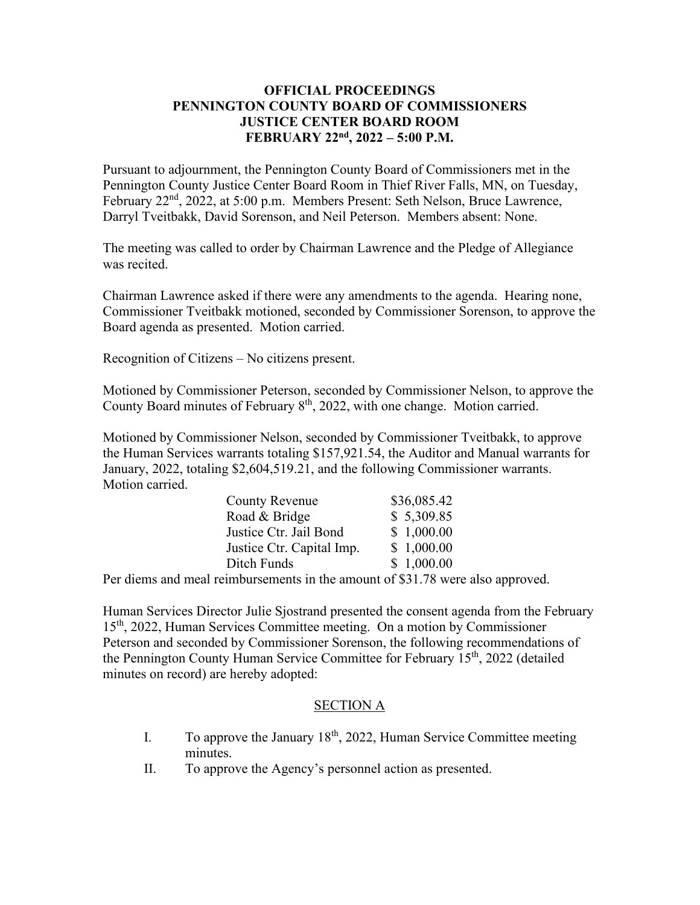**OFFICIAL PROCEEDINGS**
**PENNINGTON COUNTY BOARD OF COMMISSIONERS**
**JUSTICE CENTER BOARD ROOM**
**FEBRUARY 22nd, 2022 – 5:00 P.M.**

Pursuant to adjournment, the Pennington County Board of Commissioners met in the Pennington County Justice Center Board Room in Thief River Falls, MN, on Tuesday, February 22nd, 2022, at 5:00 p.m. Members Present: Seth Nelson, Bruce Lawrence, Darryl Tveitbakk, David Sorenson, and Neil Peterson. Members absent: None.

The meeting was called to order by Chairman Lawrence and the Pledge of Allegiance was recited.

Chairman Lawrence asked if there were any amendments to the agenda. Hearing none, Commissioner Tveitbakk motioned, seconded by Commissioner Sorenson, to approve the Board agenda as presented. Motion carried.

Recognition of Citizens – No citizens present.

Motioned by Commissioner Peterson, seconded by Commissioner Nelson, to approve the County Board minutes of February 8th, 2022, with one change. Motion carried.

Motioned by Commissioner Nelson, seconded by Commissioner Tveitbakk, to approve the Human Services warrants totaling $157,921.54, the Auditor and Manual warrants for January, 2022, totaling $2,604,519.21, and the following Commissioner warrants. Motion carried.

| | |
|---|---|
| County Revenue | $36,085.42 |
| Road & Bridge | $ 5,309.85 |
| Justice Ctr. Jail Bond | $ 1,000.00 |
| Justice Ctr. Capital Imp. | $ 1,000.00 |
| Ditch Funds | $ 1,000.00 |

Per diems and meal reimbursements in the amount of $31.78 were also approved.

Human Services Director Julie Sjostrand presented the consent agenda from the February 15th, 2022, Human Services Committee meeting. On a motion by Commissioner Peterson and seconded by Commissioner Sorenson, the following recommendations of the Pennington County Human Service Committee for February 15th, 2022 (detailed minutes on record) are hereby adopted:

SECTION A

I. To approve the January 18th, 2022, Human Service Committee meeting minutes.
II. To approve the Agency's personnel action as presented.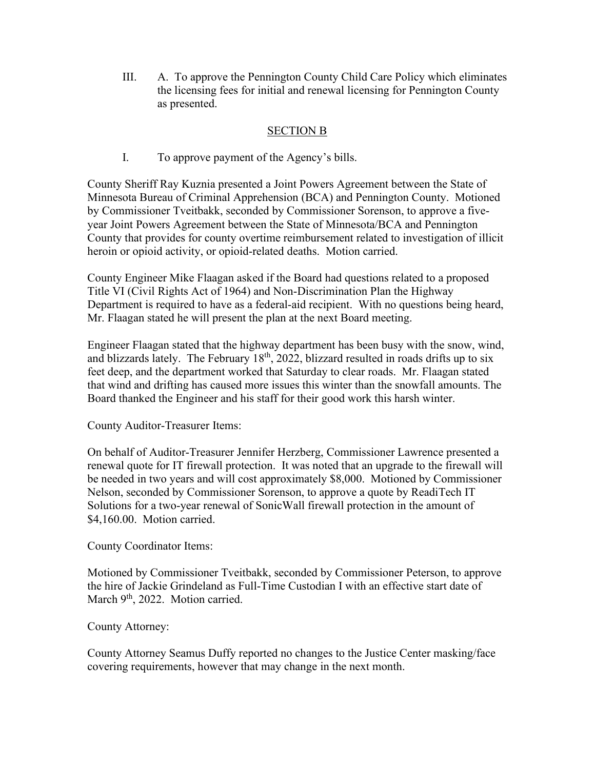III. A. To approve the Pennington County Child Care Policy which eliminates the licensing fees for initial and renewal licensing for Pennington County as presented.

SECTION B

I. To approve payment of the Agency's bills.

County Sheriff Ray Kuznia presented a Joint Powers Agreement between the State of Minnesota Bureau of Criminal Apprehension (BCA) and Pennington County. Motioned by Commissioner Tveitbakk, seconded by Commissioner Sorenson, to approve a five-year Joint Powers Agreement between the State of Minnesota/BCA and Pennington County that provides for county overtime reimbursement related to investigation of illicit heroin or opioid activity, or opioid-related deaths. Motion carried.

County Engineer Mike Flaagan asked if the Board had questions related to a proposed Title VI (Civil Rights Act of 1964) and Non-Discrimination Plan the Highway Department is required to have as a federal-aid recipient. With no questions being heard, Mr. Flaagan stated he will present the plan at the next Board meeting.

Engineer Flaagan stated that the highway department has been busy with the snow, wind, and blizzards lately. The February 18th, 2022, blizzard resulted in roads drifts up to six feet deep, and the department worked that Saturday to clear roads. Mr. Flaagan stated that wind and drifting has caused more issues this winter than the snowfall amounts. The Board thanked the Engineer and his staff for their good work this harsh winter.

County Auditor-Treasurer Items:

On behalf of Auditor-Treasurer Jennifer Herzberg, Commissioner Lawrence presented a renewal quote for IT firewall protection. It was noted that an upgrade to the firewall will be needed in two years and will cost approximately $8,000. Motioned by Commissioner Nelson, seconded by Commissioner Sorenson, to approve a quote by ReadiTech IT Solutions for a two-year renewal of SonicWall firewall protection in the amount of $4,160.00. Motion carried.

County Coordinator Items:

Motioned by Commissioner Tveitbakk, seconded by Commissioner Peterson, to approve the hire of Jackie Grindeland as Full-Time Custodian I with an effective start date of March 9th, 2022. Motion carried.

County Attorney:

County Attorney Seamus Duffy reported no changes to the Justice Center masking/face covering requirements, however that may change in the next month.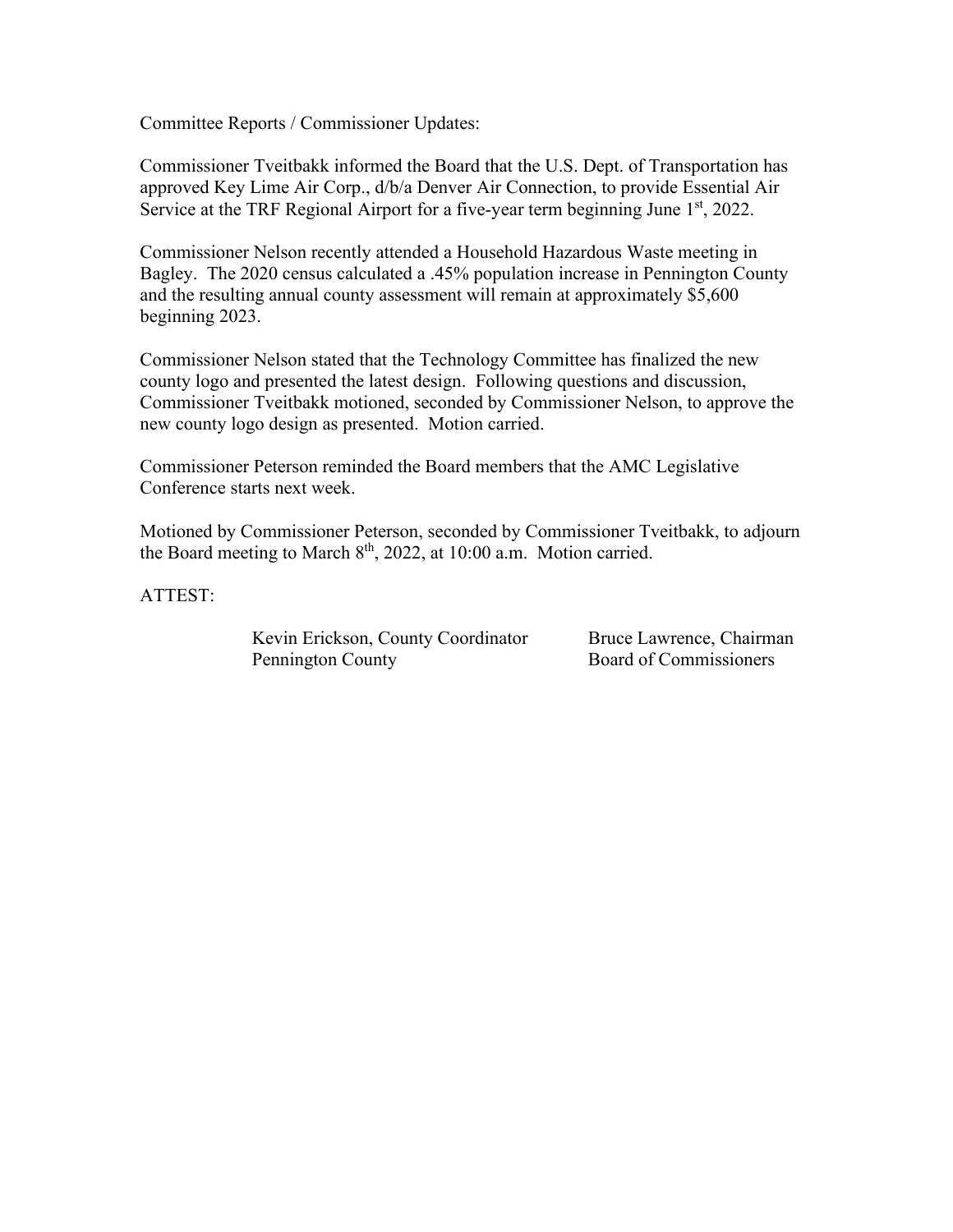Committee Reports / Commissioner Updates:

Commissioner Tveitbakk informed the Board that the U.S. Dept. of Transportation has approved Key Lime Air Corp., d/b/a Denver Air Connection, to provide Essential Air Service at the TRF Regional Airport for a five-year term beginning June 1st, 2022.

Commissioner Nelson recently attended a Household Hazardous Waste meeting in Bagley. The 2020 census calculated a .45% population increase in Pennington County and the resulting annual county assessment will remain at approximately $5,600 beginning 2023.

Commissioner Nelson stated that the Technology Committee has finalized the new county logo and presented the latest design. Following questions and discussion, Commissioner Tveitbakk motioned, seconded by Commissioner Nelson, to approve the new county logo design as presented. Motion carried.

Commissioner Peterson reminded the Board members that the AMC Legislative Conference starts next week.

Motioned by Commissioner Peterson, seconded by Commissioner Tveitbakk, to adjourn the Board meeting to March 8th, 2022, at 10:00 a.m. Motion carried.

ATTEST:

Kevin Erickson, County Coordinator
Pennington County

Bruce Lawrence, Chairman
Board of Commissioners